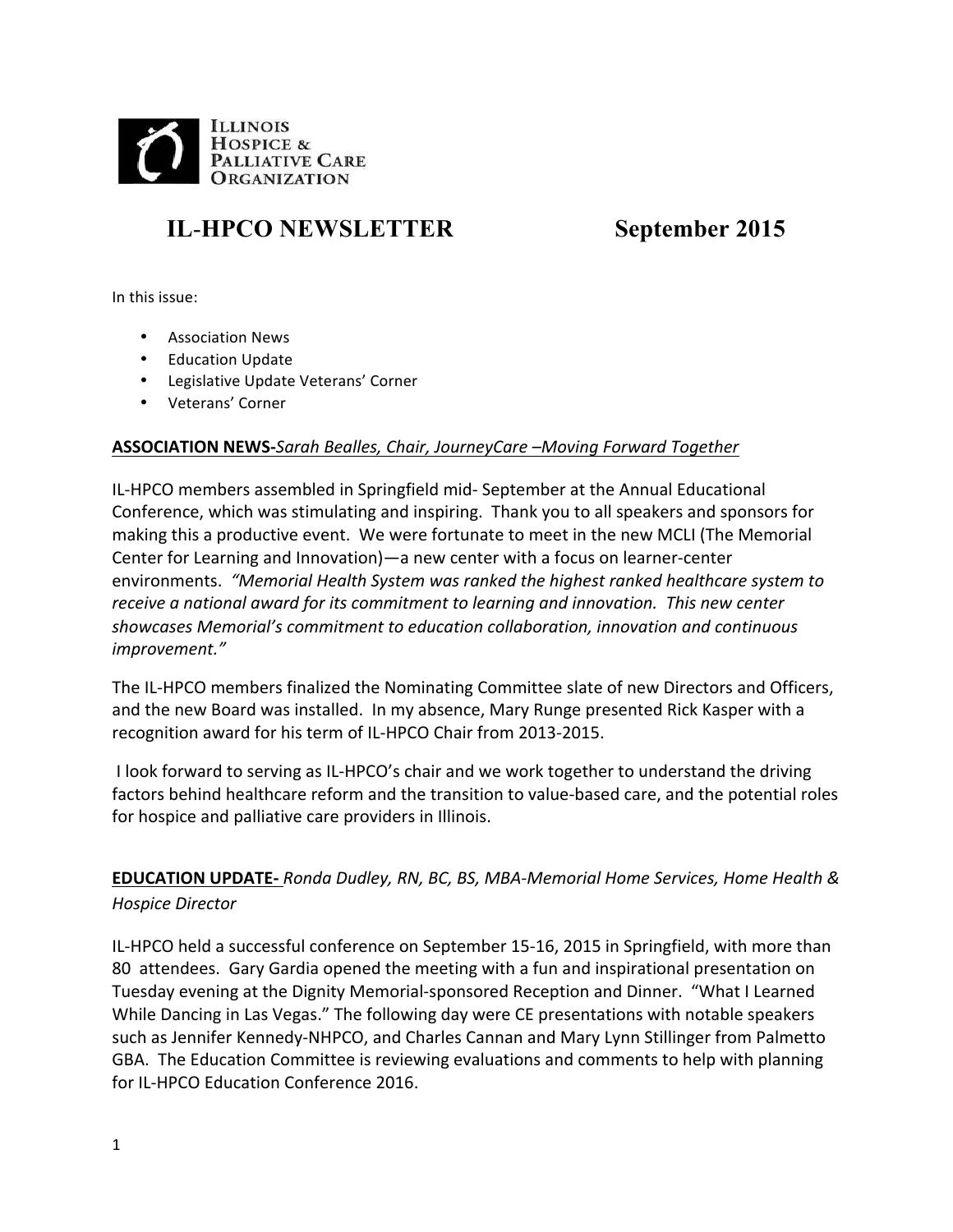ILLINOIS HOSPICE & PALLIATIVE CARE ORGANIZATION

# IL-HPCO NEWSLETTER September 2015

In this issue:

- Association News
- Education Update
- Legislative Update Veterans' Corner
- Veterans' Corner

**ASSOCIATION NEWS-***Sarah Bealles, Chair, JourneyCare –Moving Forward Together*

IL-HPCO members assembled in Springfield mid- September at the Annual Educational Conference, which was stimulating and inspiring. Thank you to all speakers and sponsors for making this a productive event. We were fortunate to meet in the new MCLI (The Memorial Center for Learning and Innovation)—a new center with a focus on learner-center environments. *"Memorial Health System was ranked the highest ranked healthcare system to receive a national award for its commitment to learning and innovation. This new center showcases Memorial's commitment to education collaboration, innovation and continuous improvement."*

The IL-HPCO members finalized the Nominating Committee slate of new Directors and Officers, and the new Board was installed. In my absence, Mary Runge presented Rick Kasper with a recognition award for his term of IL-HPCO Chair from 2013-2015.

I look forward to serving as IL-HPCO's chair and we work together to understand the driving factors behind healthcare reform and the transition to value-based care, and the potential roles for hospice and palliative care providers in Illinois.

**EDUCATION UPDATE-** *Ronda Dudley, RN, BC, BS, MBA-Memorial Home Services, Home Health & Hospice Director*

IL-HPCO held a successful conference on September 15-16, 2015 in Springfield, with more than 80 attendees. Gary Gardia opened the meeting with a fun and inspirational presentation on Tuesday evening at the Dignity Memorial-sponsored Reception and Dinner. "What I Learned While Dancing in Las Vegas." The following day were CE presentations with notable speakers such as Jennifer Kennedy-NHPCO, and Charles Cannan and Mary Lynn Stillinger from Palmetto GBA. The Education Committee is reviewing evaluations and comments to help with planning for IL-HPCO Education Conference 2016.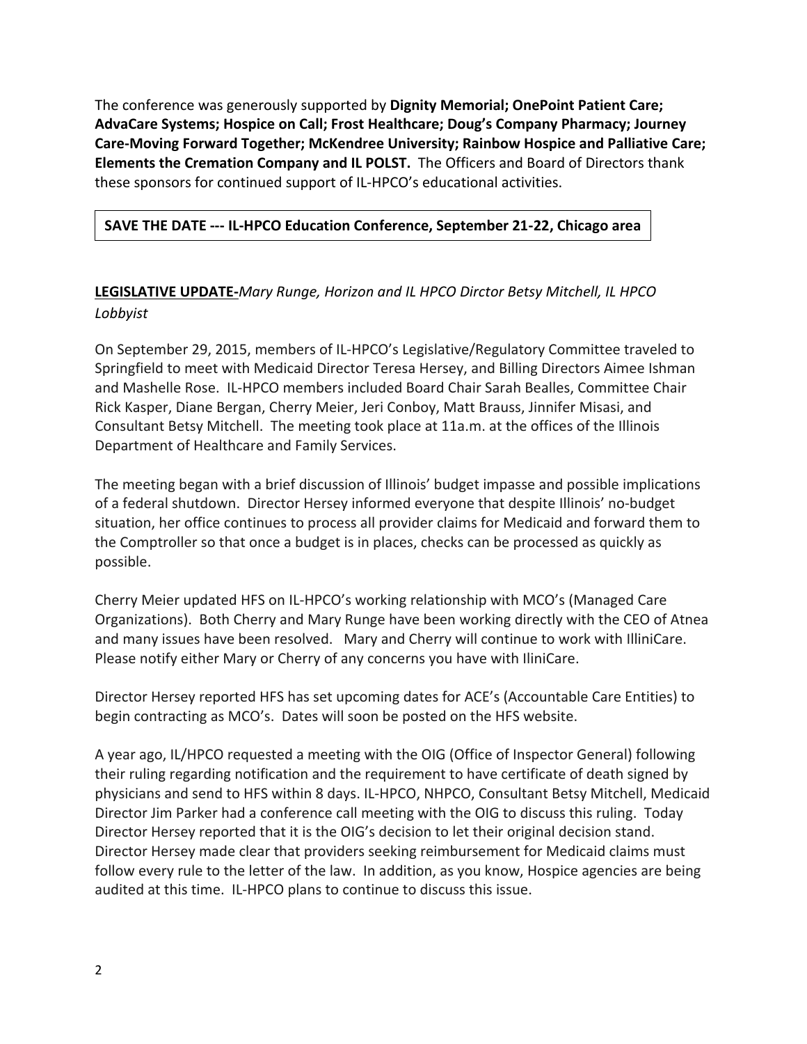The conference was generously supported by **Dignity Memorial; OnePoint Patient Care; AdvaCare Systems; Hospice on Call; Frost Healthcare; Doug's Company Pharmacy; Journey Care-Moving Forward Together; McKendree University; Rainbow Hospice and Palliative Care; Elements the Cremation Company and IL POLST.** The Officers and Board of Directors thank these sponsors for continued support of IL-HPCO's educational activities.

**SAVE THE DATE --- IL-HPCO Education Conference, September 21-22, Chicago area**

**LEGISLATIVE UPDATE-***Mary Runge, Horizon and IL HPCO Dirctor Betsy Mitchell, IL HPCO Lobbyist*

On September 29, 2015, members of IL-HPCO's Legislative/Regulatory Committee traveled to Springfield to meet with Medicaid Director Teresa Hersey, and Billing Directors Aimee Ishman and Mashelle Rose. IL-HPCO members included Board Chair Sarah Bealles, Committee Chair Rick Kasper, Diane Bergan, Cherry Meier, Jeri Conboy, Matt Brauss, Jinnifer Misasi, and Consultant Betsy Mitchell. The meeting took place at 11a.m. at the offices of the Illinois Department of Healthcare and Family Services.

The meeting began with a brief discussion of Illinois' budget impasse and possible implications of a federal shutdown. Director Hersey informed everyone that despite Illinois' no-budget situation, her office continues to process all provider claims for Medicaid and forward them to the Comptroller so that once a budget is in places, checks can be processed as quickly as possible.

Cherry Meier updated HFS on IL-HPCO's working relationship with MCO's (Managed Care Organizations). Both Cherry and Mary Runge have been working directly with the CEO of Atnea and many issues have been resolved. Mary and Cherry will continue to work with IlliniCare. Please notify either Mary or Cherry of any concerns you have with IliniCare.

Director Hersey reported HFS has set upcoming dates for ACE's (Accountable Care Entities) to begin contracting as MCO's. Dates will soon be posted on the HFS website.

A year ago, IL/HPCO requested a meeting with the OIG (Office of Inspector General) following their ruling regarding notification and the requirement to have certificate of death signed by physicians and send to HFS within 8 days. IL-HPCO, NHPCO, Consultant Betsy Mitchell, Medicaid Director Jim Parker had a conference call meeting with the OIG to discuss this ruling. Today Director Hersey reported that it is the OIG's decision to let their original decision stand. Director Hersey made clear that providers seeking reimbursement for Medicaid claims must follow every rule to the letter of the law. In addition, as you know, Hospice agencies are being audited at this time. IL-HPCO plans to continue to discuss this issue.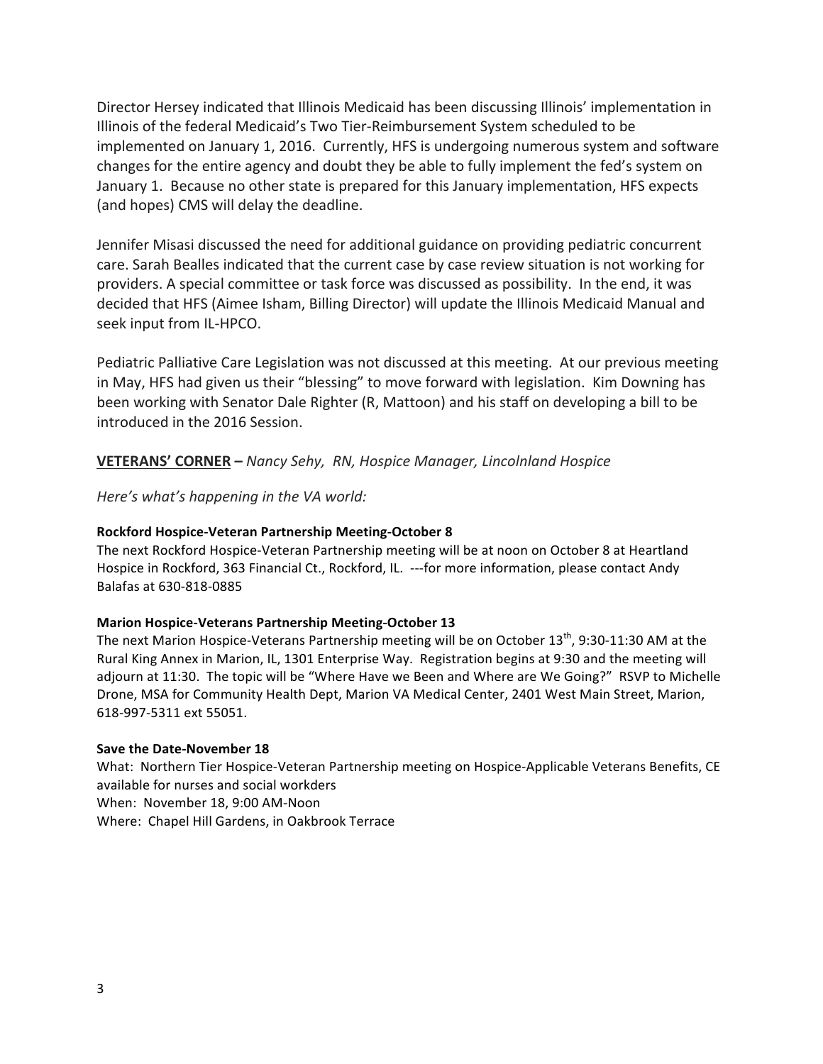Director Hersey indicated that Illinois Medicaid has been discussing Illinois' implementation in Illinois of the federal Medicaid's Two Tier-Reimbursement System scheduled to be implemented on January 1, 2016. Currently, HFS is undergoing numerous system and software changes for the entire agency and doubt they be able to fully implement the fed's system on January 1. Because no other state is prepared for this January implementation, HFS expects (and hopes) CMS will delay the deadline.

Jennifer Misasi discussed the need for additional guidance on providing pediatric concurrent care. Sarah Bealles indicated that the current case by case review situation is not working for providers. A special committee or task force was discussed as possibility. In the end, it was decided that HFS (Aimee Isham, Billing Director) will update the Illinois Medicaid Manual and seek input from IL-HPCO.

Pediatric Palliative Care Legislation was not discussed at this meeting. At our previous meeting in May, HFS had given us their "blessing" to move forward with legislation. Kim Downing has been working with Senator Dale Righter (R, Mattoon) and his staff on developing a bill to be introduced in the 2016 Session.

## <u>VETERANS' CORNER</u> – *Nancy Sehy, RN, Hospice Manager, Lincolnland Hospice*

*Here's what's happening in the VA world:*

**Rockford Hospice-Veteran Partnership Meeting-October 8**

The next Rockford Hospice-Veteran Partnership meeting will be at noon on October 8 at Heartland Hospice in Rockford, 363 Financial Ct., Rockford, IL. ---for more information, please contact Andy Balafas at 630-818-0885

**Marion Hospice-Veterans Partnership Meeting-October 13**

The next Marion Hospice-Veterans Partnership meeting will be on October 13th, 9:30-11:30 AM at the Rural King Annex in Marion, IL, 1301 Enterprise Way. Registration begins at 9:30 and the meeting will adjourn at 11:30. The topic will be "Where Have we Been and Where are We Going?" RSVP to Michelle Drone, MSA for Community Health Dept, Marion VA Medical Center, 2401 West Main Street, Marion, 618-997-5311 ext 55051.

**Save the Date-November 18**

What: Northern Tier Hospice-Veteran Partnership meeting on Hospice-Applicable Veterans Benefits, CE available for nurses and social workders
When: November 18, 9:00 AM-Noon
Where: Chapel Hill Gardens, in Oakbrook Terrace